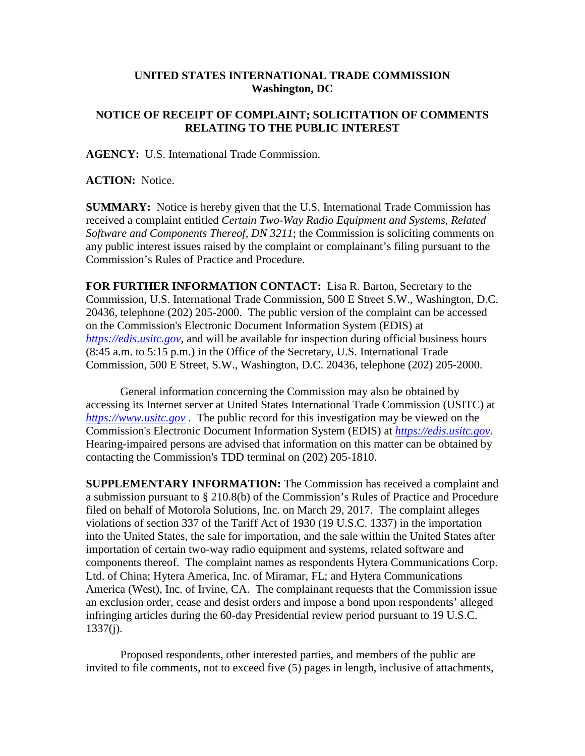**UNITED STATES INTERNATIONAL TRADE COMMISSION**
**Washington, DC**

**NOTICE OF RECEIPT OF COMPLAINT; SOLICITATION OF COMMENTS RELATING TO THE PUBLIC INTEREST**

**AGENCY:** U.S. International Trade Commission.

**ACTION:** Notice.

**SUMMARY:** Notice is hereby given that the U.S. International Trade Commission has received a complaint entitled *Certain Two-Way Radio Equipment and Systems, Related Software and Components Thereof, DN 3211*; the Commission is soliciting comments on any public interest issues raised by the complaint or complainant's filing pursuant to the Commission's Rules of Practice and Procedure.

**FOR FURTHER INFORMATION CONTACT:** Lisa R. Barton, Secretary to the Commission, U.S. International Trade Commission, 500 E Street S.W., Washington, D.C. 20436, telephone (202) 205-2000. The public version of the complaint can be accessed on the Commission's Electronic Document Information System (EDIS) at *https://edis.usitc.gov*, and will be available for inspection during official business hours (8:45 a.m. to 5:15 p.m.) in the Office of the Secretary, U.S. International Trade Commission, 500 E Street, S.W., Washington, D.C. 20436, telephone (202) 205-2000.

General information concerning the Commission may also be obtained by accessing its Internet server at United States International Trade Commission (USITC) at *https://www.usitc.gov* . The public record for this investigation may be viewed on the Commission's Electronic Document Information System (EDIS) at *https://edis.usitc.gov.* Hearing-impaired persons are advised that information on this matter can be obtained by contacting the Commission's TDD terminal on (202) 205-1810.

**SUPPLEMENTARY INFORMATION:** The Commission has received a complaint and a submission pursuant to § 210.8(b) of the Commission's Rules of Practice and Procedure filed on behalf of Motorola Solutions, Inc. on March 29, 2017. The complaint alleges violations of section 337 of the Tariff Act of 1930 (19 U.S.C. 1337) in the importation into the United States, the sale for importation, and the sale within the United States after importation of certain two-way radio equipment and systems, related software and components thereof. The complaint names as respondents Hytera Communications Corp. Ltd. of China; Hytera America, Inc. of Miramar, FL; and Hytera Communications America (West), Inc. of Irvine, CA. The complainant requests that the Commission issue an exclusion order, cease and desist orders and impose a bond upon respondents' alleged infringing articles during the 60-day Presidential review period pursuant to 19 U.S.C. 1337(j).

Proposed respondents, other interested parties, and members of the public are invited to file comments, not to exceed five (5) pages in length, inclusive of attachments,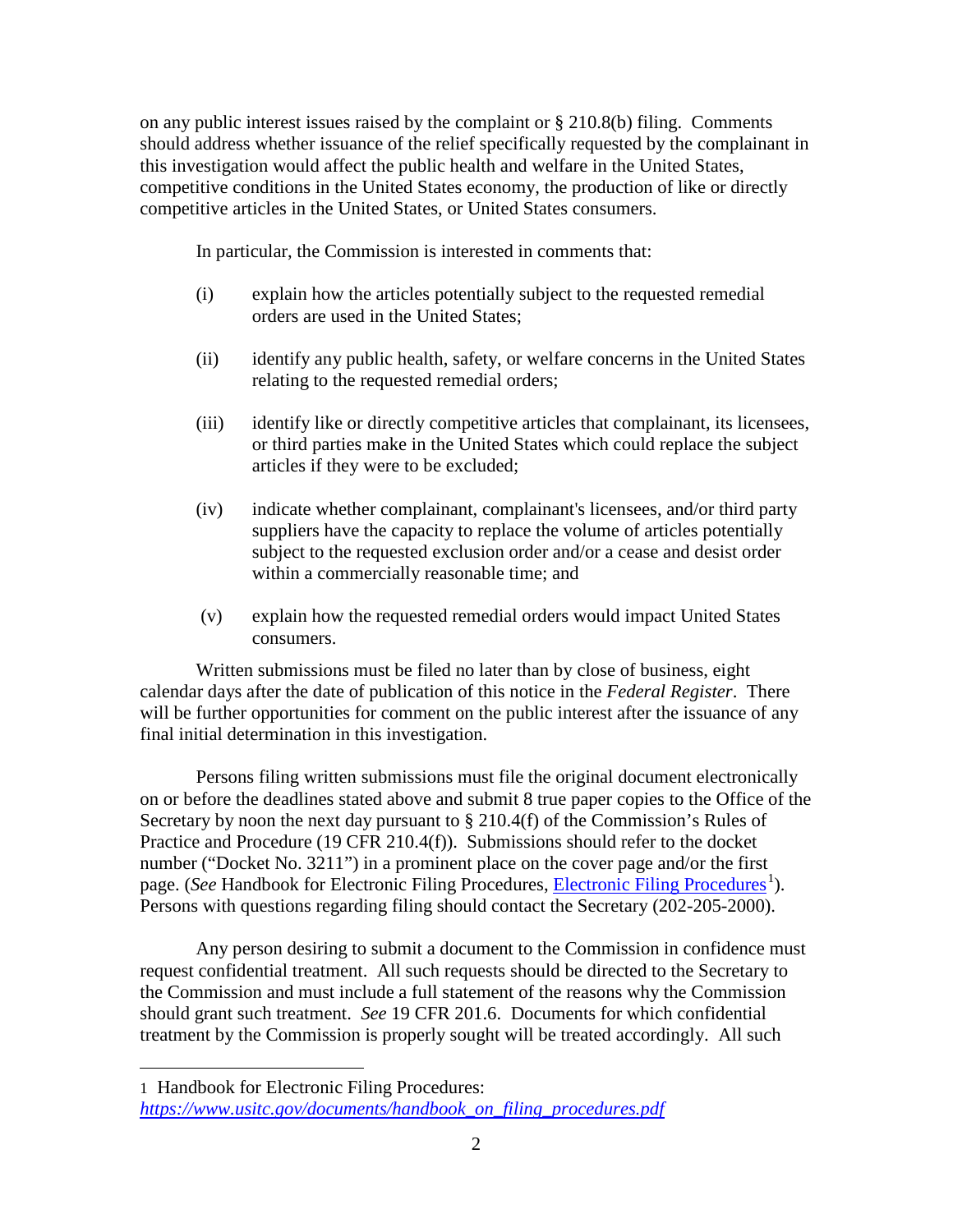on any public interest issues raised by the complaint or § 210.8(b) filing. Comments should address whether issuance of the relief specifically requested by the complainant in this investigation would affect the public health and welfare in the United States, competitive conditions in the United States economy, the production of like or directly competitive articles in the United States, or United States consumers.

In particular, the Commission is interested in comments that:

(i) explain how the articles potentially subject to the requested remedial orders are used in the United States;

(ii) identify any public health, safety, or welfare concerns in the United States relating to the requested remedial orders;

(iii) identify like or directly competitive articles that complainant, its licensees, or third parties make in the United States which could replace the subject articles if they were to be excluded;

(iv) indicate whether complainant, complainant's licensees, and/or third party suppliers have the capacity to replace the volume of articles potentially subject to the requested exclusion order and/or a cease and desist order within a commercially reasonable time; and

(v) explain how the requested remedial orders would impact United States consumers.

Written submissions must be filed no later than by close of business, eight calendar days after the date of publication of this notice in the *Federal Register*. There will be further opportunities for comment on the public interest after the issuance of any final initial determination in this investigation.

Persons filing written submissions must file the original document electronically on or before the deadlines stated above and submit 8 true paper copies to the Office of the Secretary by noon the next day pursuant to § 210.4(f) of the Commission's Rules of Practice and Procedure (19 CFR 210.4(f)). Submissions should refer to the docket number ("Docket No. 3211") in a prominent place on the cover page and/or the first page. (*See* Handbook for Electronic Filing Procedures, Electronic Filing Procedures[1]). Persons with questions regarding filing should contact the Secretary (202-205-2000).

Any person desiring to submit a document to the Commission in confidence must request confidential treatment. All such requests should be directed to the Secretary to the Commission and must include a full statement of the reasons why the Commission should grant such treatment. *See* 19 CFR 201.6. Documents for which confidential treatment by the Commission is properly sought will be treated accordingly. All such

---

1 Handbook for Electronic Filing Procedures: *https://www.usitc.gov/documents/handbook_on_filing_procedures.pdf*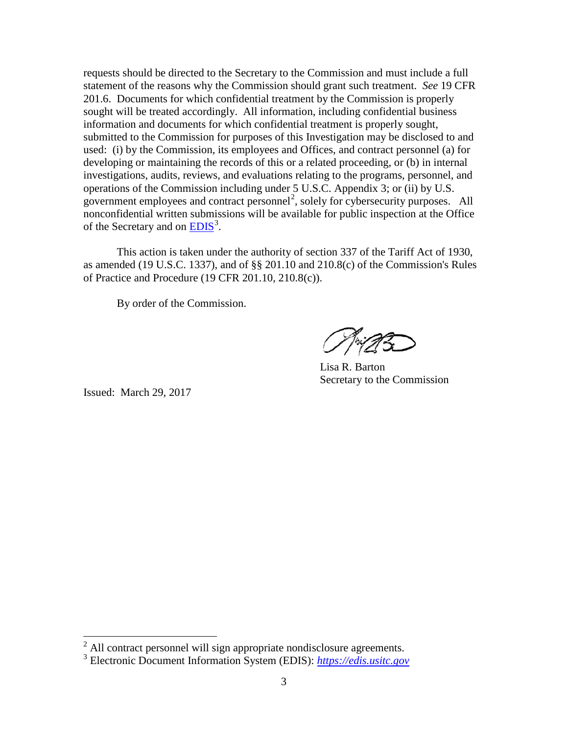requests should be directed to the Secretary to the Commission and must include a full statement of the reasons why the Commission should grant such treatment. *See* 19 CFR 201.6. Documents for which confidential treatment by the Commission is properly sought will be treated accordingly. All information, including confidential business information and documents for which confidential treatment is properly sought, submitted to the Commission for purposes of this Investigation may be disclosed to and used: (i) by the Commission, its employees and Offices, and contract personnel (a) for developing or maintaining the records of this or a related proceeding, or (b) in internal investigations, audits, reviews, and evaluations relating to the programs, personnel, and operations of the Commission including under 5 U.S.C. Appendix 3; or (ii) by U.S. government employees and contract personnel[2], solely for cybersecurity purposes. All nonconfidential written submissions will be available for public inspection at the Office of the Secretary and on EDIS[3].

This action is taken under the authority of section 337 of the Tariff Act of 1930, as amended (19 U.S.C. 1337), and of §§ 201.10 and 210.8(c) of the Commission's Rules of Practice and Procedure (19 CFR 201.10, 210.8(c)).

By order of the Commission.

Lisa R. Barton
Secretary to the Commission

Issued: March 29, 2017

---

[2] All contract personnel will sign appropriate nondisclosure agreements.

[3] Electronic Document Information System (EDIS): *https://edis.usitc.gov*